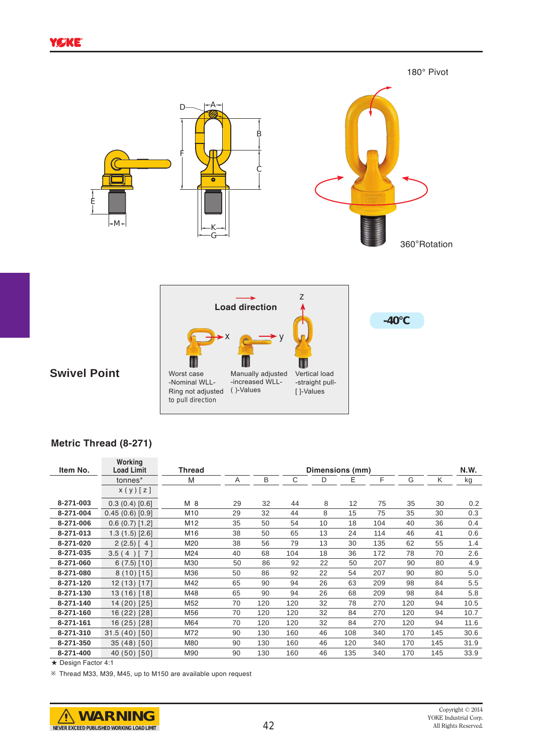180° Pivot

360°Rotation

## Swivel Point

**Load direction**

| x | y | z |
|---|---|---|
| Worst case -Nominal WLL- Ring not adjusted to pull direction | Manually adjusted -increased WLL- ( )-Values | Vertical load -straight pull- [ ]-Values |

-40°C

### Metric Thread (8-271)

| Item No. | Working Load Limit tonnes* x ( y ) [ z ] | Thread M | Dimensions (mm) A | B | C | D | E | F | G | K | N.W. kg |
|---|---|---|---|---|---|---|---|---|---|---|---|
| 8-271-003 | 0.3 (0.4) [0.6] | M 8 | 29 | 32 | 44 | 8 | 12 | 75 | 35 | 30 | 0.2 |
| 8-271-004 | 0.45 (0.6) [0.9] | M10 | 29 | 32 | 44 | 8 | 15 | 75 | 35 | 30 | 0.3 |
| 8-271-006 | 0.6 (0.7) [1.2] | M12 | 35 | 50 | 54 | 10 | 18 | 104 | 40 | 36 | 0.4 |
| 8-271-013 | 1.3 (1.5) [2.6] | M16 | 38 | 50 | 65 | 13 | 24 | 114 | 46 | 41 | 0.6 |
| 8-271-020 | 2 (2.5) [ 4 ] | M20 | 38 | 56 | 79 | 13 | 30 | 135 | 62 | 55 | 1.4 |
| 8-271-035 | 3.5 ( 4 ) [ 7 ] | M24 | 40 | 68 | 104 | 18 | 36 | 172 | 78 | 70 | 2.6 |
| 8-271-060 | 6 (7.5) [10] | M30 | 50 | 86 | 92 | 22 | 50 | 207 | 90 | 80 | 4.9 |
| 8-271-080 | 8 (10) [15] | M36 | 50 | 86 | 92 | 22 | 54 | 207 | 90 | 80 | 5.0 |
| 8-271-120 | 12 (13) [17] | M42 | 65 | 90 | 94 | 26 | 63 | 209 | 98 | 84 | 5.5 |
| 8-271-130 | 13 (16) [18] | M48 | 65 | 90 | 94 | 26 | 68 | 209 | 98 | 84 | 5.8 |
| 8-271-140 | 14 (20) [25] | M52 | 70 | 120 | 120 | 32 | 78 | 270 | 120 | 94 | 10.5 |
| 8-271-160 | 16 (22) [28] | M56 | 70 | 120 | 120 | 32 | 84 | 270 | 120 | 94 | 10.7 |
| 8-271-161 | 16 (25) [28] | M64 | 70 | 120 | 120 | 32 | 84 | 270 | 120 | 94 | 11.6 |
| 8-271-310 | 31.5 (40) [50] | M72 | 90 | 130 | 160 | 46 | 108 | 340 | 170 | 145 | 30.6 |
| 8-271-350 | 35 (48) [50] | M80 | 90 | 130 | 160 | 46 | 120 | 340 | 170 | 145 | 31.9 |
| 8-271-400 | 40 (50) [50] | M90 | 90 | 130 | 160 | 46 | 135 | 340 | 170 | 145 | 33.9 |

★ Design Factor 4:1

※ Thread M33, M39, M45, up to M150 are available upon request

**WARNING** NEVER EXCEED PUBLISHED WORKING LOAD LIMIT

Copyright © 2014
YOKE Industrial Corp.
All Rights Reserved.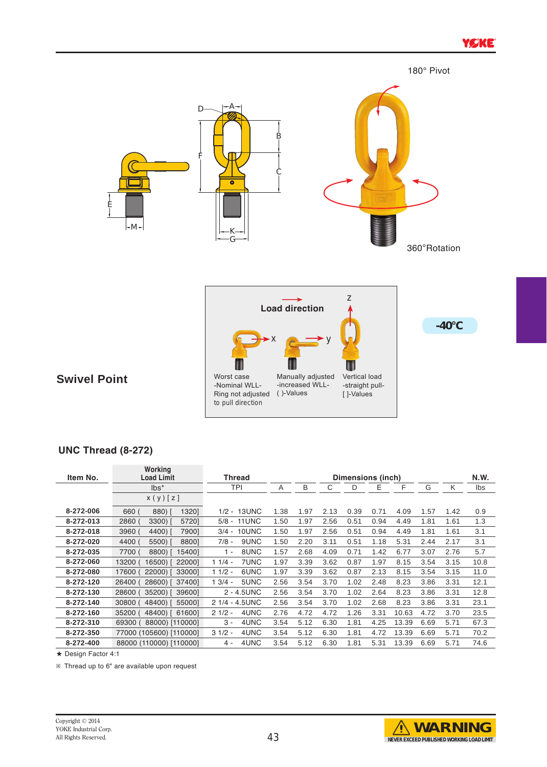180° Pivot

360°Rotation

## Swivel Point

Load direction

Worst case -Nominal WLL- Ring not adjusted to pull direction

Manually adjusted -increased WLL- ( )-Values

Vertical load -straight pull- [ ]-Values

-40°C

## UNC Thread (8-272)

| Item No. | Working Load Limit lbs* x ( y ) [ z ] | Thread TPI | Dimensions (inch) A | B | C | D | E | F | G | K | N.W. lbs |
|---|---|---|---|---|---|---|---|---|---|---|---|
| 8-272-006 | 660 ( 880) [ 1320] | 1/2 - 13UNC | 1.38 | 1.97 | 2.13 | 0.39 | 0.71 | 4.09 | 1.57 | 1.42 | 0.9 |
| 8-272-013 | 2860 ( 3300) [ 5720] | 5/8 - 11UNC | 1.50 | 1.97 | 2.56 | 0.51 | 0.94 | 4.49 | 1.81 | 1.61 | 1.3 |
| 8-272-018 | 3960 ( 4400) [ 7900] | 3/4 - 10UNC | 1.50 | 1.97 | 2.56 | 0.51 | 0.94 | 4.49 | 1.81 | 1.61 | 3.1 |
| 8-272-020 | 4400 ( 5500) [ 8800] | 7/8 - 9UNC | 1.50 | 2.20 | 3.11 | 0.51 | 1.18 | 5.31 | 2.44 | 2.17 | 3.1 |
| 8-272-035 | 7700 ( 8800) [ 15400] | 1 - 8UNC | 1.57 | 2.68 | 4.09 | 0.71 | 1.42 | 6.77 | 3.07 | 2.76 | 5.7 |
| 8-272-060 | 13200 ( 16500) [ 22000] | 1 1/4 - 7UNC | 1.97 | 3.39 | 3.62 | 0.87 | 1.97 | 8.15 | 3.54 | 3.15 | 10.8 |
| 8-272-080 | 17600 ( 22000) [ 33000] | 1 1/2 - 6UNC | 1.97 | 3.39 | 3.62 | 0.87 | 2.13 | 8.15 | 3.54 | 3.15 | 11.0 |
| 8-272-120 | 26400 ( 28600) [ 37400] | 1 3/4 - 5UNC | 2.56 | 3.54 | 3.70 | 1.02 | 2.48 | 8.23 | 3.86 | 3.31 | 12.1 |
| 8-272-130 | 28600 ( 35200) [ 39600] | 2 - 4.5UNC | 2.56 | 3.54 | 3.70 | 1.02 | 2.64 | 8.23 | 3.86 | 3.31 | 12.8 |
| 8-272-140 | 30800 ( 48400) [ 55000] | 2 1/4 - 4.5UNC | 2.56 | 3.54 | 3.70 | 1.02 | 2.68 | 8.23 | 3.86 | 3.31 | 23.1 |
| 8-272-160 | 35200 ( 48400) [ 61600] | 2 1/2 - 4UNC | 2.76 | 4.72 | 4.72 | 1.26 | 3.31 | 10.63 | 4.72 | 3.70 | 23.5 |
| 8-272-310 | 69300 ( 88000) [110000] | 3 - 4UNC | 3.54 | 5.12 | 6.30 | 1.81 | 4.25 | 13.39 | 6.69 | 5.71 | 67.3 |
| 8-272-350 | 77000 (105600) [110000] | 3 1/2 - 4UNC | 3.54 | 5.12 | 6.30 | 1.81 | 4.72 | 13.39 | 6.69 | 5.71 | 70.2 |
| 8-272-400 | 88000 (110000) [110000] | 4 - 4UNC | 3.54 | 5.12 | 6.30 | 1.81 | 5.31 | 13.39 | 6.69 | 5.71 | 74.6 |

★ Design Factor 4:1

※ Thread up to 6" are available upon request

Copyright © 2014
YOKE Industrial Corp.
All Rights Reserved.

WARNING
NEVER EXCEED PUBLISHED WORKING LOAD LIMIT